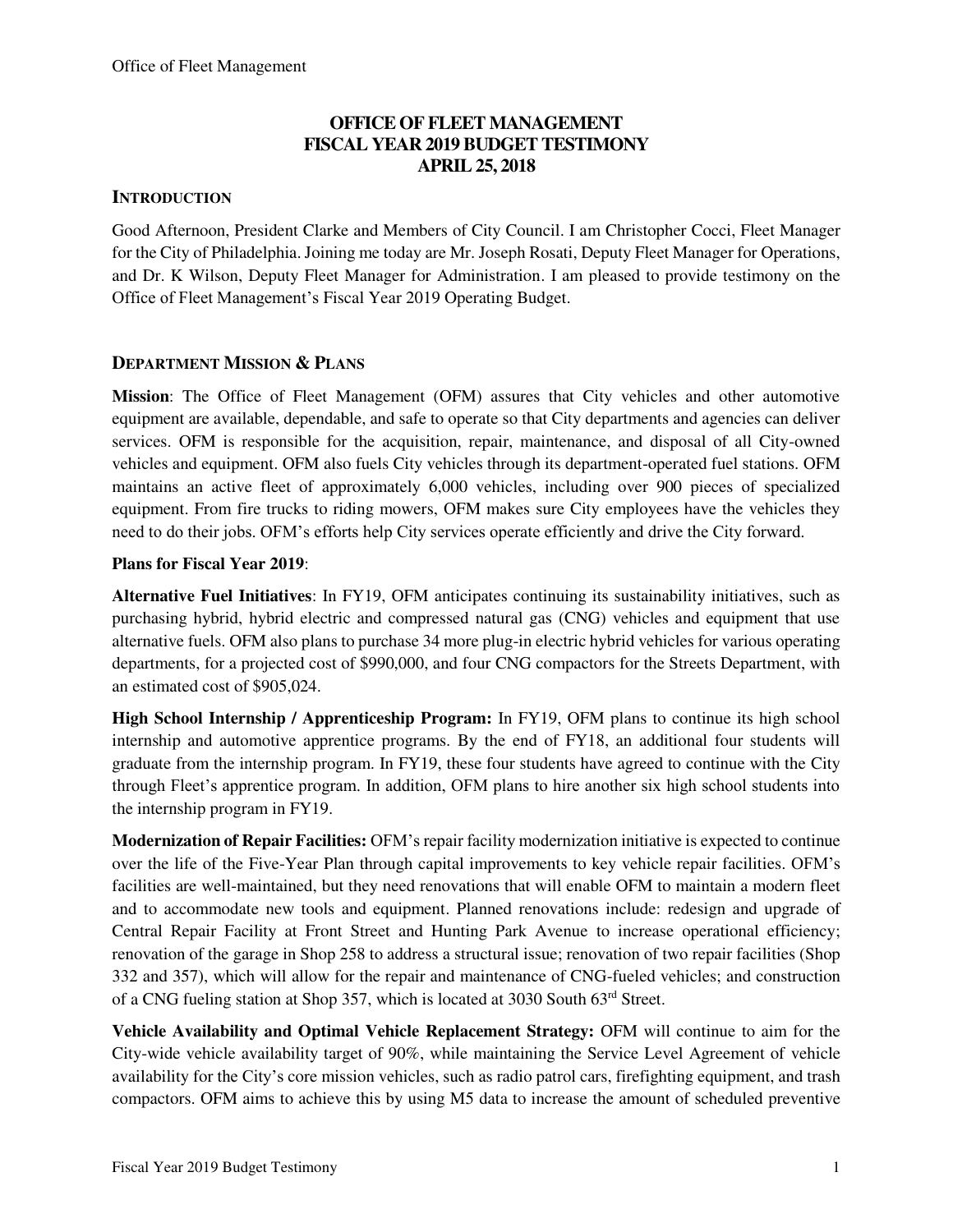# OFFICE OF FLEET MANAGEMENT
# FISCAL YEAR 2019 BUDGET TESTIMONY
# APRIL 25, 2018

## INTRODUCTION

Good Afternoon, President Clarke and Members of City Council. I am Christopher Cocci, Fleet Manager for the City of Philadelphia. Joining me today are Mr. Joseph Rosati, Deputy Fleet Manager for Operations, and Dr. K Wilson, Deputy Fleet Manager for Administration. I am pleased to provide testimony on the Office of Fleet Management's Fiscal Year 2019 Operating Budget.

## DEPARTMENT MISSION & PLANS

**Mission**: The Office of Fleet Management (OFM) assures that City vehicles and other automotive equipment are available, dependable, and safe to operate so that City departments and agencies can deliver services. OFM is responsible for the acquisition, repair, maintenance, and disposal of all City-owned vehicles and equipment. OFM also fuels City vehicles through its department-operated fuel stations. OFM maintains an active fleet of approximately 6,000 vehicles, including over 900 pieces of specialized equipment. From fire trucks to riding mowers, OFM makes sure City employees have the vehicles they need to do their jobs. OFM's efforts help City services operate efficiently and drive the City forward.

**Plans for Fiscal Year 2019**:

**Alternative Fuel Initiatives**: In FY19, OFM anticipates continuing its sustainability initiatives, such as purchasing hybrid, hybrid electric and compressed natural gas (CNG) vehicles and equipment that use alternative fuels. OFM also plans to purchase 34 more plug-in electric hybrid vehicles for various operating departments, for a projected cost of $990,000, and four CNG compactors for the Streets Department, with an estimated cost of $905,024.

**High School Internship / Apprenticeship Program:** In FY19, OFM plans to continue its high school internship and automotive apprentice programs. By the end of FY18, an additional four students will graduate from the internship program. In FY19, these four students have agreed to continue with the City through Fleet's apprentice program. In addition, OFM plans to hire another six high school students into the internship program in FY19.

**Modernization of Repair Facilities:** OFM's repair facility modernization initiative is expected to continue over the life of the Five-Year Plan through capital improvements to key vehicle repair facilities. OFM's facilities are well-maintained, but they need renovations that will enable OFM to maintain a modern fleet and to accommodate new tools and equipment. Planned renovations include: redesign and upgrade of Central Repair Facility at Front Street and Hunting Park Avenue to increase operational efficiency; renovation of the garage in Shop 258 to address a structural issue; renovation of two repair facilities (Shop 332 and 357), which will allow for the repair and maintenance of CNG-fueled vehicles; and construction of a CNG fueling station at Shop 357, which is located at 3030 South 63rd Street.

**Vehicle Availability and Optimal Vehicle Replacement Strategy:** OFM will continue to aim for the City-wide vehicle availability target of 90%, while maintaining the Service Level Agreement of vehicle availability for the City's core mission vehicles, such as radio patrol cars, firefighting equipment, and trash compactors. OFM aims to achieve this by using M5 data to increase the amount of scheduled preventive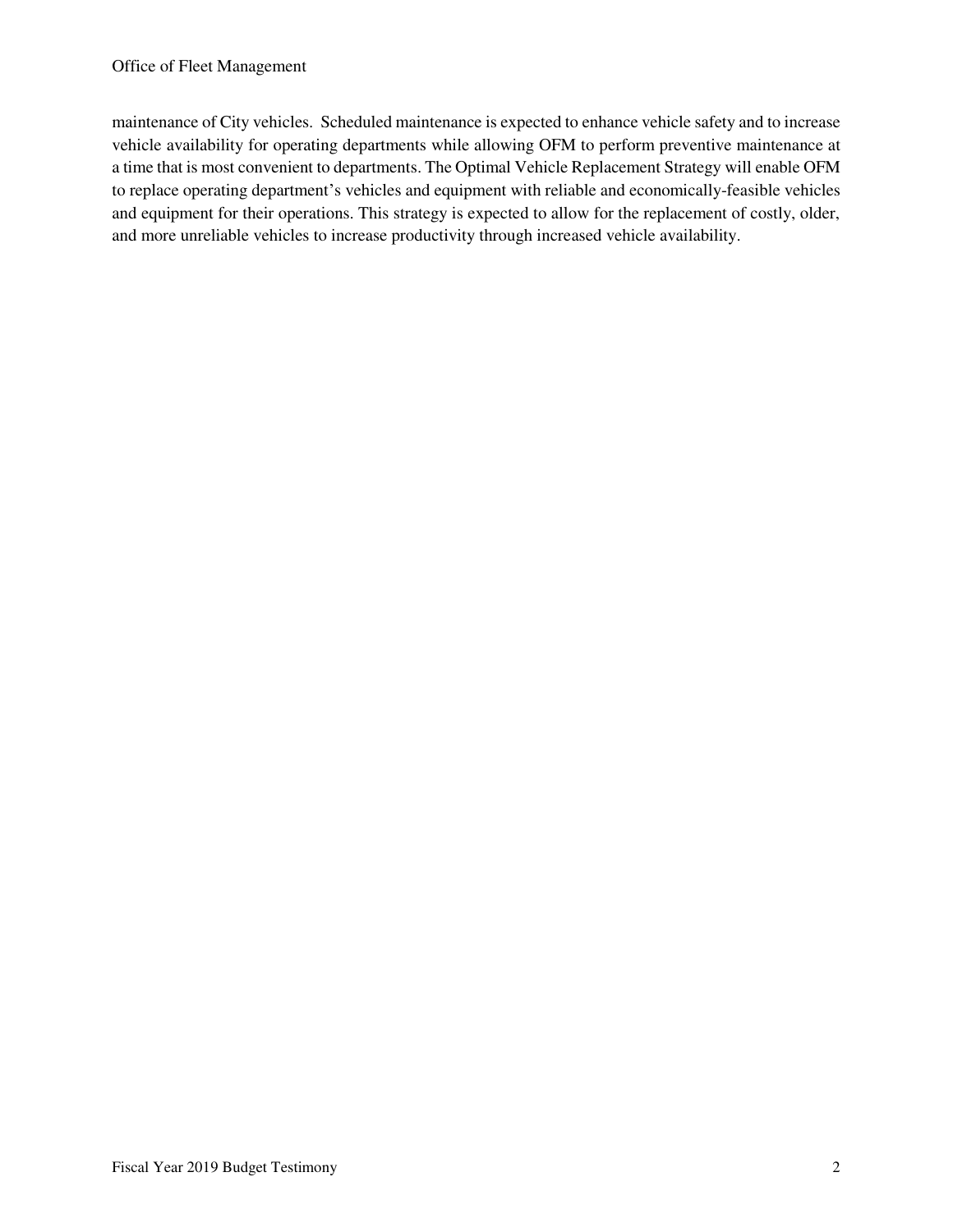maintenance of City vehicles. Scheduled maintenance is expected to enhance vehicle safety and to increase vehicle availability for operating departments while allowing OFM to perform preventive maintenance at a time that is most convenient to departments. The Optimal Vehicle Replacement Strategy will enable OFM to replace operating department's vehicles and equipment with reliable and economically-feasible vehicles and equipment for their operations. This strategy is expected to allow for the replacement of costly, older, and more unreliable vehicles to increase productivity through increased vehicle availability.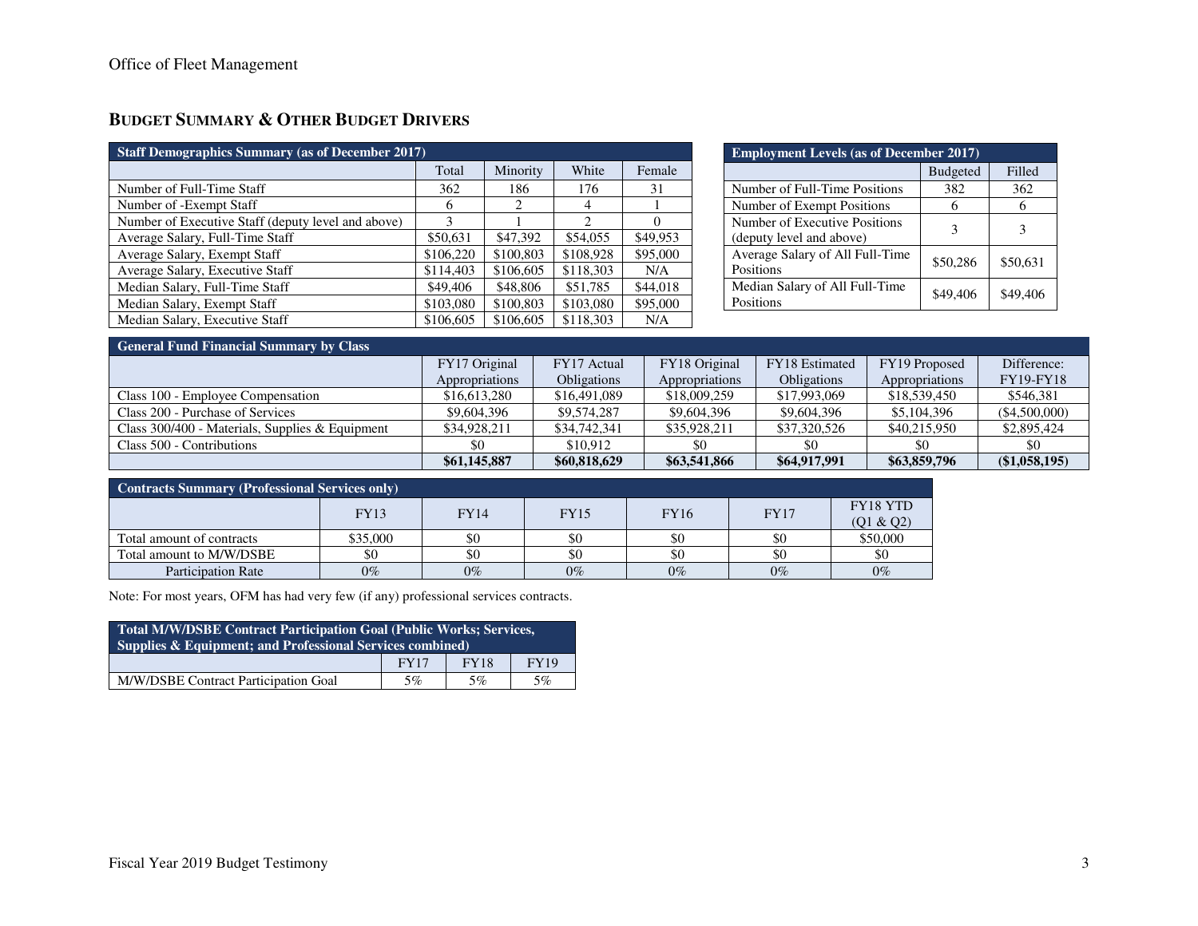## BUDGET SUMMARY & OTHER BUDGET DRIVERS

| Staff Demographics Summary (as of December 2017) | | | | |
|---|---|---|---|---|
| | Total | Minority | White | Female |
| Number of Full-Time Staff | 362 | 186 | 176 | 31 |
| Number of -Exempt Staff | 6 | 2 | 4 | 1 |
| Number of Executive Staff (deputy level and above) | 3 | 1 | 2 | 0 |
| Average Salary, Full-Time Staff | $50,631 | $47,392 | $54,055 | $49,953 |
| Average Salary, Exempt Staff | $106,220 | $100,803 | $108,928 | $95,000 |
| Average Salary, Executive Staff | $114,403 | $106,605 | $118,303 | N/A |
| Median Salary, Full-Time Staff | $49,406 | $48,806 | $51,785 | $44,018 |
| Median Salary, Exempt Staff | $103,080 | $100,803 | $103,080 | $95,000 |
| Median Salary, Executive Staff | $106,605 | $106,605 | $118,303 | N/A |

| Employment Levels (as of December 2017) | | |
|---|---|---|
| | Budgeted | Filled |
| Number of Full-Time Positions | 382 | 362 |
| Number of Exempt Positions | 6 | 6 |
| Number of Executive Positions (deputy level and above) | 3 | 3 |
| Average Salary of All Full-Time Positions | $50,286 | $50,631 |
| Median Salary of All Full-Time Positions | $49,406 | $49,406 |

| General Fund Financial Summary by Class | | | | | | |
|---|---|---|---|---|---|---|
| | FY17 Original Appropriations | FY17 Actual Obligations | FY18 Original Appropriations | FY18 Estimated Obligations | FY19 Proposed Appropriations | Difference: FY19-FY18 |
| Class 100 - Employee Compensation | $16,613,280 | $16,491,089 | $18,009,259 | $17,993,069 | $18,539,450 | $546,381 |
| Class 200 - Purchase of Services | $9,604,396 | $9,574,287 | $9,604,396 | $9,604,396 | $5,104,396 | ($4,500,000) |
| Class 300/400 - Materials, Supplies & Equipment | $34,928,211 | $34,742,341 | $35,928,211 | $37,320,526 | $40,215,950 | $2,895,424 |
| Class 500 - Contributions | $0 | $10,912 | $0 | $0 | $0 | $0 |
| | **$61,145,887** | **$60,818,629** | **$63,541,866** | **$64,917,991** | **$63,859,796** | **($1,058,195)** |

| Contracts Summary (Professional Services only) | | | | | | |
|---|---|---|---|---|---|---|
| | FY13 | FY14 | FY15 | FY16 | FY17 | FY18 YTD (Q1 & Q2) |
| Total amount of contracts | $35,000 | $0 | $0 | $0 | $0 | $50,000 |
| Total amount to M/W/DSBE | $0 | $0 | $0 | $0 | $0 | $0 |
| Participation Rate | 0% | 0% | 0% | 0% | 0% | 0% |

Note: For most years, OFM has had very few (if any) professional services contracts.

| Total M/W/DSBE Contract Participation Goal (Public Works; Services, Supplies & Equipment; and Professional Services combined) | | | |
|---|---|---|---|
| | FY17 | FY18 | FY19 |
| M/W/DSBE Contract Participation Goal | 5% | 5% | 5% |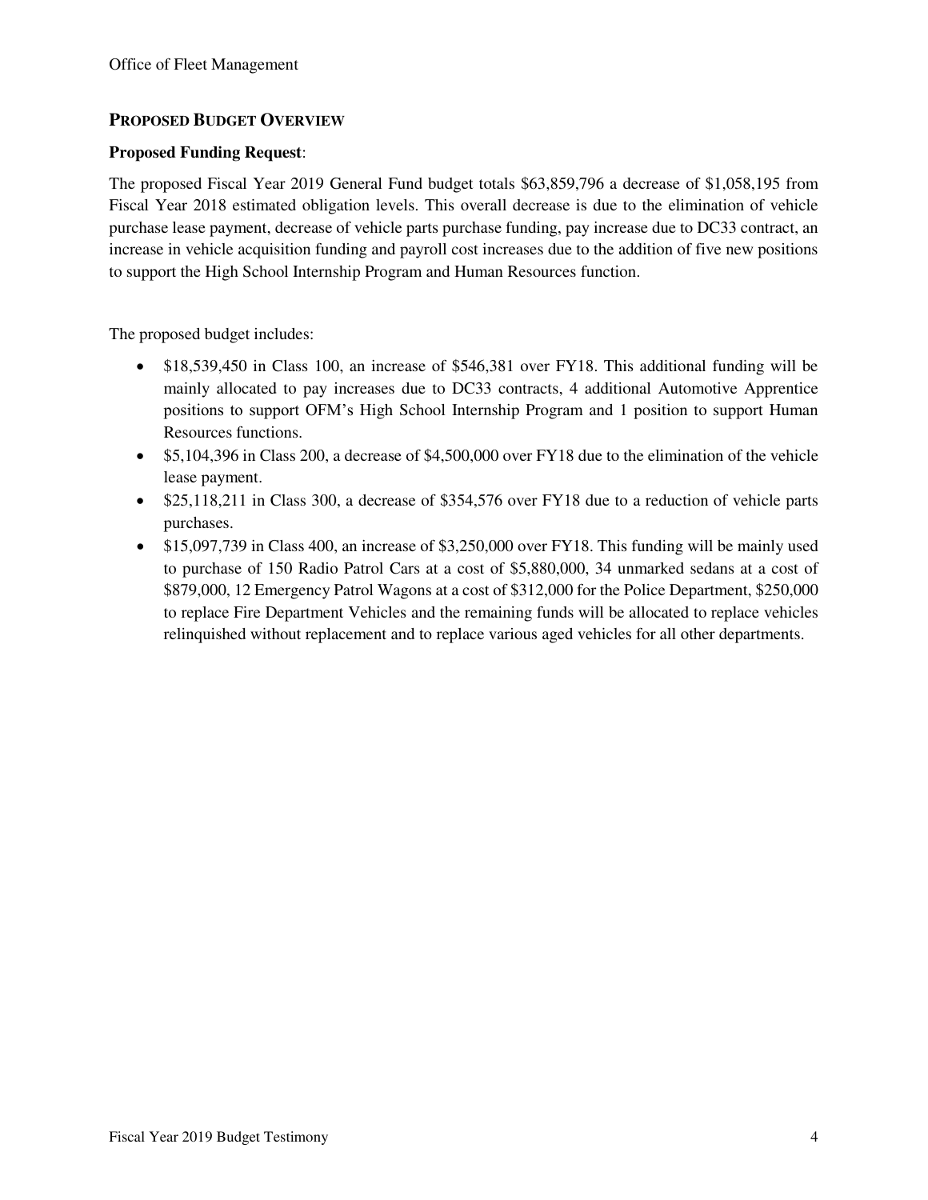## Proposed Budget Overview

**Proposed Funding Request**:

The proposed Fiscal Year 2019 General Fund budget totals $63,859,796 a decrease of $1,058,195 from Fiscal Year 2018 estimated obligation levels. This overall decrease is due to the elimination of vehicle purchase lease payment, decrease of vehicle parts purchase funding, pay increase due to DC33 contract, an increase in vehicle acquisition funding and payroll cost increases due to the addition of five new positions to support the High School Internship Program and Human Resources function.

The proposed budget includes:

- $18,539,450 in Class 100, an increase of $546,381 over FY18. This additional funding will be mainly allocated to pay increases due to DC33 contracts, 4 additional Automotive Apprentice positions to support OFM's High School Internship Program and 1 position to support Human Resources functions.
- $5,104,396 in Class 200, a decrease of $4,500,000 over FY18 due to the elimination of the vehicle lease payment.
- $25,118,211 in Class 300, a decrease of $354,576 over FY18 due to a reduction of vehicle parts purchases.
- $15,097,739 in Class 400, an increase of $3,250,000 over FY18. This funding will be mainly used to purchase of 150 Radio Patrol Cars at a cost of $5,880,000, 34 unmarked sedans at a cost of $879,000, 12 Emergency Patrol Wagons at a cost of $312,000 for the Police Department, $250,000 to replace Fire Department Vehicles and the remaining funds will be allocated to replace vehicles relinquished without replacement and to replace various aged vehicles for all other departments.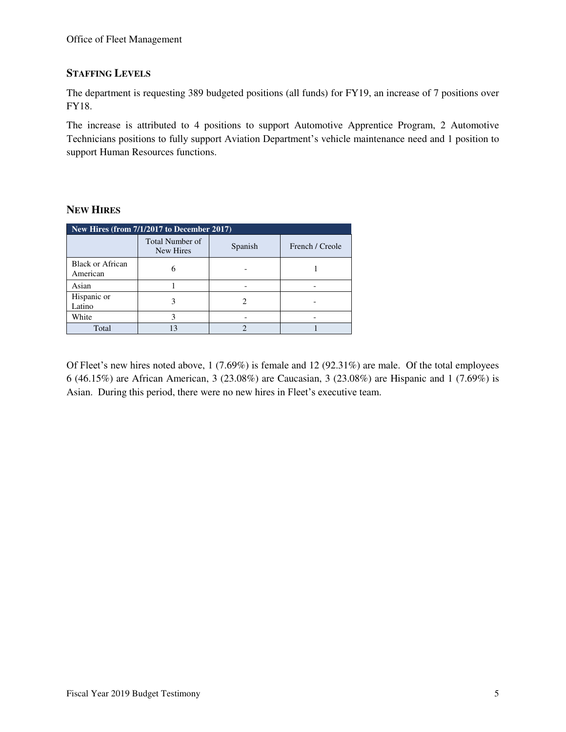## STAFFING LEVELS

The department is requesting 389 budgeted positions (all funds) for FY19, an increase of 7 positions over FY18.

The increase is attributed to 4 positions to support Automotive Apprentice Program, 2 Automotive Technicians positions to fully support Aviation Department's vehicle maintenance need and 1 position to support Human Resources functions.

## NEW HIRES

| New Hires (from 7/1/2017 to December 2017) | | | |
|---|---|---|---|
| | Total Number of New Hires | Spanish | French / Creole |
| Black or African American | 6 | - | 1 |
| Asian | 1 | - | - |
| Hispanic or Latino | 3 | 2 | - |
| White | 3 | - | - |
| Total | 13 | 2 | 1 |

Of Fleet's new hires noted above, 1 (7.69%) is female and 12 (92.31%) are male. Of the total employees 6 (46.15%) are African American, 3 (23.08%) are Caucasian, 3 (23.08%) are Hispanic and 1 (7.69%) is Asian. During this period, there were no new hires in Fleet's executive team.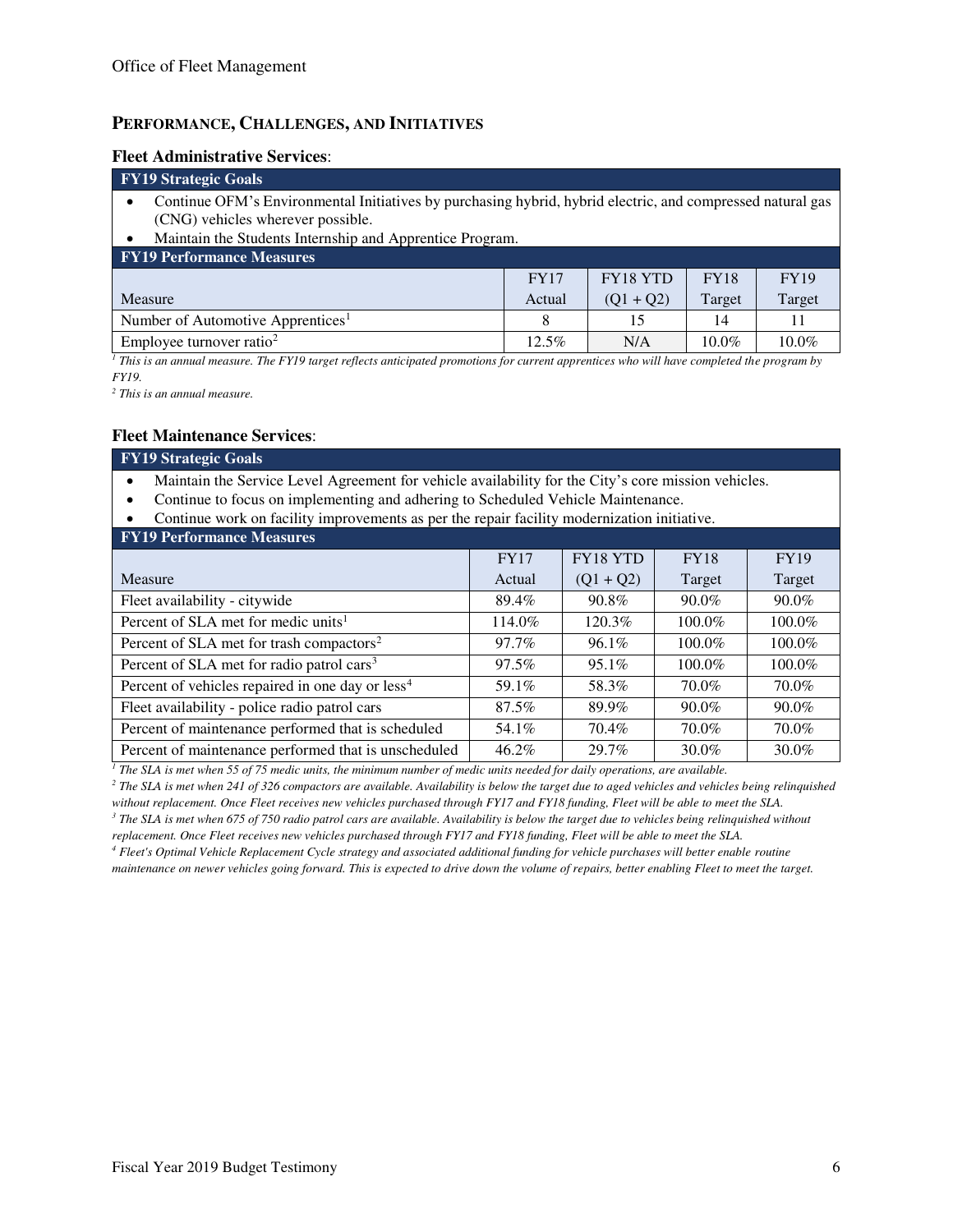## PERFORMANCE, CHALLENGES, AND INITIATIVES

### Fleet Administrative Services:

**FY19 Strategic Goals**

- Continue OFM's Environmental Initiatives by purchasing hybrid, hybrid electric, and compressed natural gas (CNG) vehicles wherever possible.
- Maintain the Students Internship and Apprentice Program.

**FY19 Performance Measures**

| Measure | FY17 Actual | FY18 YTD (Q1 + Q2) | FY18 Target | FY19 Target |
|---|---|---|---|---|
| Number of Automotive Apprentices[1] | 8 | 15 | 14 | 11 |
| Employee turnover ratio[2] | 12.5% | N/A | 10.0% | 10.0% |

*[1] This is an annual measure. The FY19 target reflects anticipated promotions for current apprentices who will have completed the program by FY19.*

*[2] This is an annual measure.*

### Fleet Maintenance Services:

**FY19 Strategic Goals**

- Maintain the Service Level Agreement for vehicle availability for the City's core mission vehicles.
- Continue to focus on implementing and adhering to Scheduled Vehicle Maintenance.
- Continue work on facility improvements as per the repair facility modernization initiative.

**FY19 Performance Measures**

| Measure | FY17 Actual | FY18 YTD (Q1 + Q2) | FY18 Target | FY19 Target |
|---|---|---|---|---|
| Fleet availability - citywide | 89.4% | 90.8% | 90.0% | 90.0% |
| Percent of SLA met for medic units[1] | 114.0% | 120.3% | 100.0% | 100.0% |
| Percent of SLA met for trash compactors[2] | 97.7% | 96.1% | 100.0% | 100.0% |
| Percent of SLA met for radio patrol cars[3] | 97.5% | 95.1% | 100.0% | 100.0% |
| Percent of vehicles repaired in one day or less[4] | 59.1% | 58.3% | 70.0% | 70.0% |
| Fleet availability - police radio patrol cars | 87.5% | 89.9% | 90.0% | 90.0% |
| Percent of maintenance performed that is scheduled | 54.1% | 70.4% | 70.0% | 70.0% |
| Percent of maintenance performed that is unscheduled | 46.2% | 29.7% | 30.0% | 30.0% |

*[1] The SLA is met when 55 of 75 medic units, the minimum number of medic units needed for daily operations, are available.*

*[2] The SLA is met when 241 of 326 compactors are available. Availability is below the target due to aged vehicles and vehicles being relinquished without replacement. Once Fleet receives new vehicles purchased through FY17 and FY18 funding, Fleet will be able to meet the SLA.*

*[3] The SLA is met when 675 of 750 radio patrol cars are available. Availability is below the target due to vehicles being relinquished without replacement. Once Fleet receives new vehicles purchased through FY17 and FY18 funding, Fleet will be able to meet the SLA.*

*[4] Fleet's Optimal Vehicle Replacement Cycle strategy and associated additional funding for vehicle purchases will better enable routine maintenance on newer vehicles going forward. This is expected to drive down the volume of repairs, better enabling Fleet to meet the target.*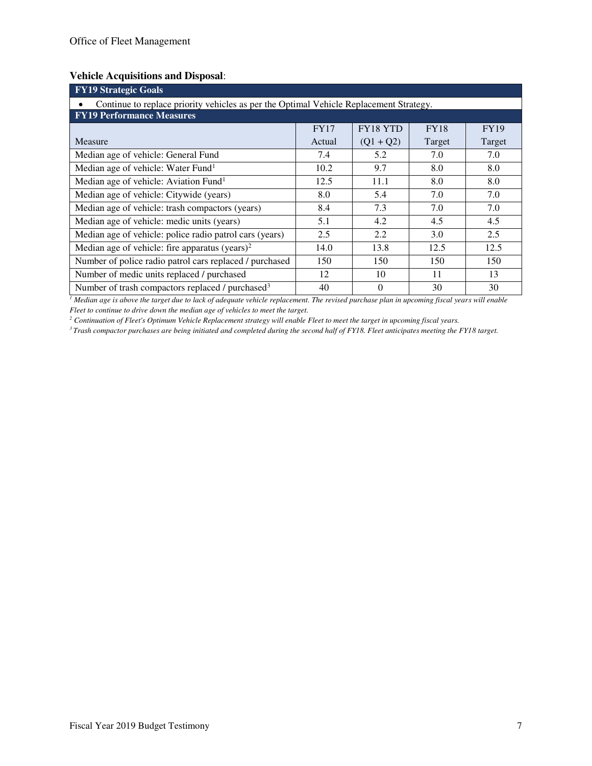**Vehicle Acquisitions and Disposal**:

| **FY19 Strategic Goals** | | | | |
|---|---|---|---|---|
| • Continue to replace priority vehicles as per the Optimal Vehicle Replacement Strategy. | | | | |
| **FY19 Performance Measures** | | | | |
| Measure | FY17 Actual | FY18 YTD (Q1 + Q2) | FY18 Target | FY19 Target |
| Median age of vehicle: General Fund | 7.4 | 5.2 | 7.0 | 7.0 |
| Median age of vehicle: Water Fund[1] | 10.2 | 9.7 | 8.0 | 8.0 |
| Median age of vehicle: Aviation Fund[1] | 12.5 | 11.1 | 8.0 | 8.0 |
| Median age of vehicle: Citywide (years) | 8.0 | 5.4 | 7.0 | 7.0 |
| Median age of vehicle: trash compactors (years) | 8.4 | 7.3 | 7.0 | 7.0 |
| Median age of vehicle: medic units (years) | 5.1 | 4.2 | 4.5 | 4.5 |
| Median age of vehicle: police radio patrol cars (years) | 2.5 | 2.2 | 3.0 | 2.5 |
| Median age of vehicle: fire apparatus (years)[2] | 14.0 | 13.8 | 12.5 | 12.5 |
| Number of police radio patrol cars replaced / purchased | 150 | 150 | 150 | 150 |
| Number of medic units replaced / purchased | 12 | 10 | 11 | 13 |
| Number of trash compactors replaced / purchased[3] | 40 | 0 | 30 | 30 |

*[1] Median age is above the target due to lack of adequate vehicle replacement. The revised purchase plan in upcoming fiscal years will enable Fleet to continue to drive down the median age of vehicles to meet the target.*

*[2] Continuation of Fleet's Optimum Vehicle Replacement strategy will enable Fleet to meet the target in upcoming fiscal years.*

*[3] Trash compactor purchases are being initiated and completed during the second half of FY18. Fleet anticipates meeting the FY18 target.*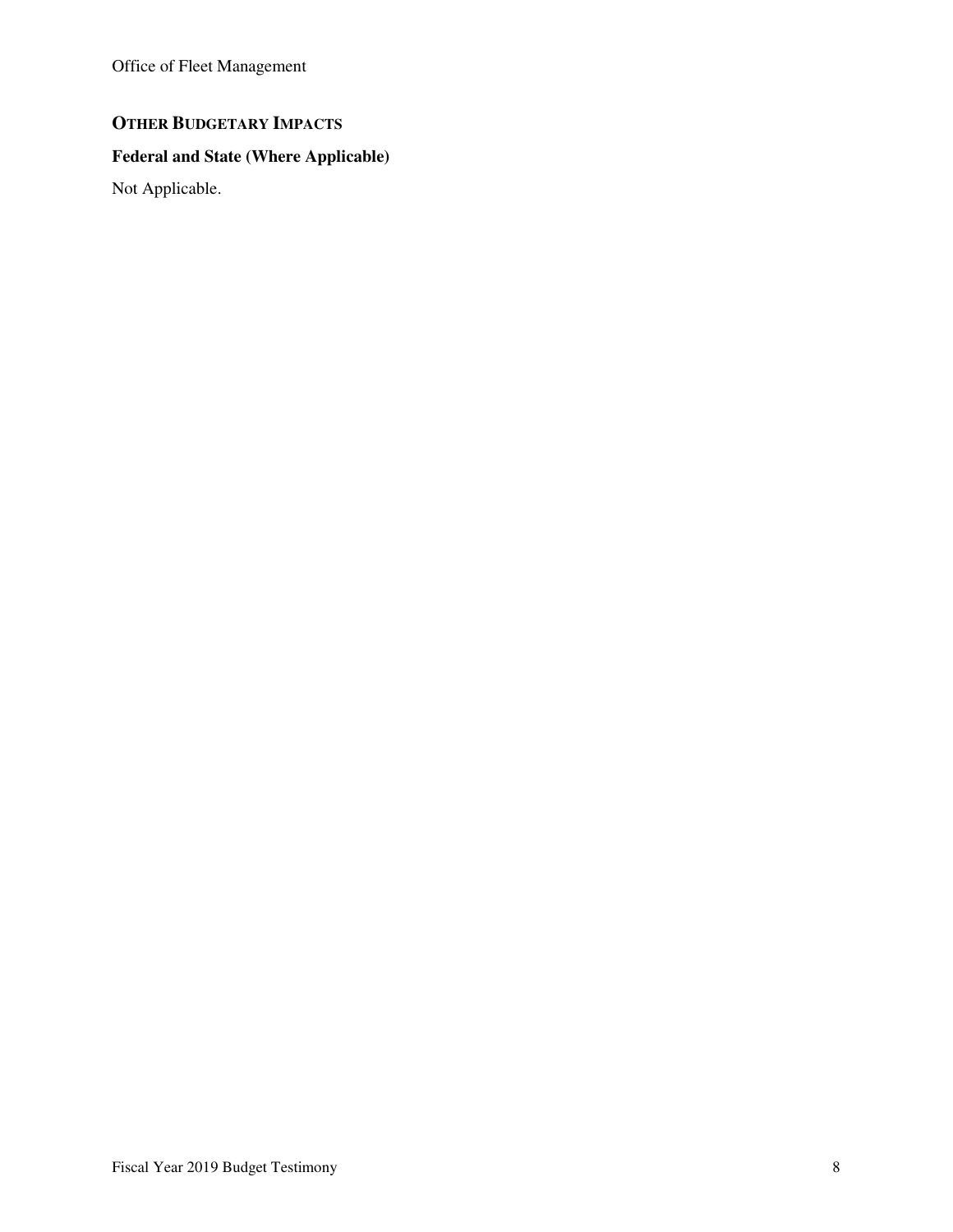## OTHER BUDGETARY IMPACTS

### Federal and State (Where Applicable)

Not Applicable.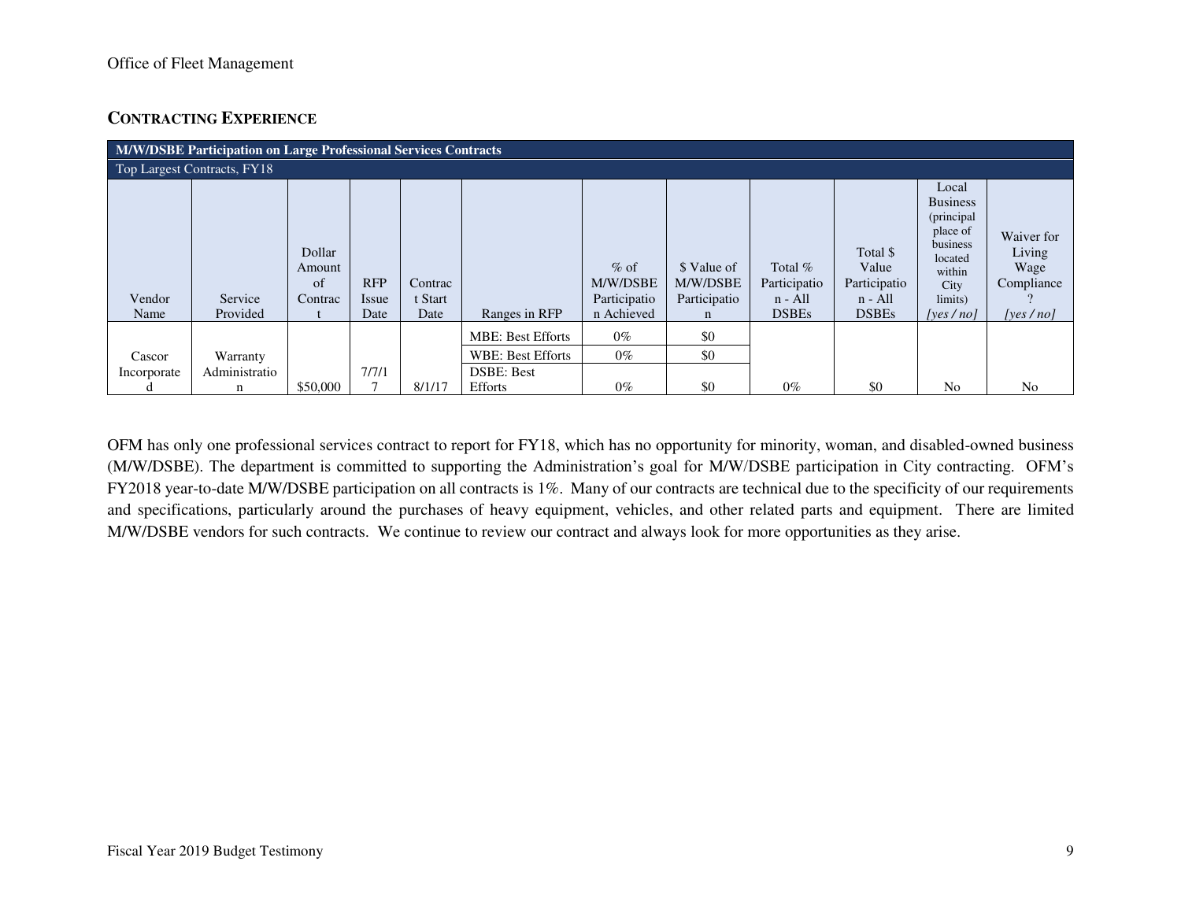Office of Fleet Management

## CONTRACTING EXPERIENCE

| M/W/DSBE Participation on Large Professional Services Contracts | | | | | | | | | | | |
|---|---|---|---|---|---|---|---|---|---|---|---|
| Top Largest Contracts, FY18 | | | | | | | | | | | |
| Vendor Name | Service Provided | Dollar Amount of Contract | RFP Issue Date | Contract Start Date | Ranges in RFP | % of M/W/DSBE Participation Achieved | $ Value of M/W/DSBE Participation | Total % Participation - All DSBEs | Total $ Value Participation - All DSBEs | Local Business (principal place of business located within City limits) *[yes / no]* | Waiver for Living Wage Compliance? *[yes / no]* |
| Cascor Incorporated | Warranty Administration | $50,000 | 7/7/17 | 8/1/17 | MBE: Best Efforts | 0% | $0 | 0% | $0 | No | No |
| | | | | | WBE: Best Efforts | 0% | $0 | | | | |
| | | | | | DSBE: Best Efforts | 0% | $0 | | | | |

OFM has only one professional services contract to report for FY18, which has no opportunity for minority, woman, and disabled-owned business (M/W/DSBE). The department is committed to supporting the Administration's goal for M/W/DSBE participation in City contracting. OFM's FY2018 year-to-date M/W/DSBE participation on all contracts is 1%. Many of our contracts are technical due to the specificity of our requirements and specifications, particularly around the purchases of heavy equipment, vehicles, and other related parts and equipment. There are limited M/W/DSBE vendors for such contracts. We continue to review our contract and always look for more opportunities as they arise.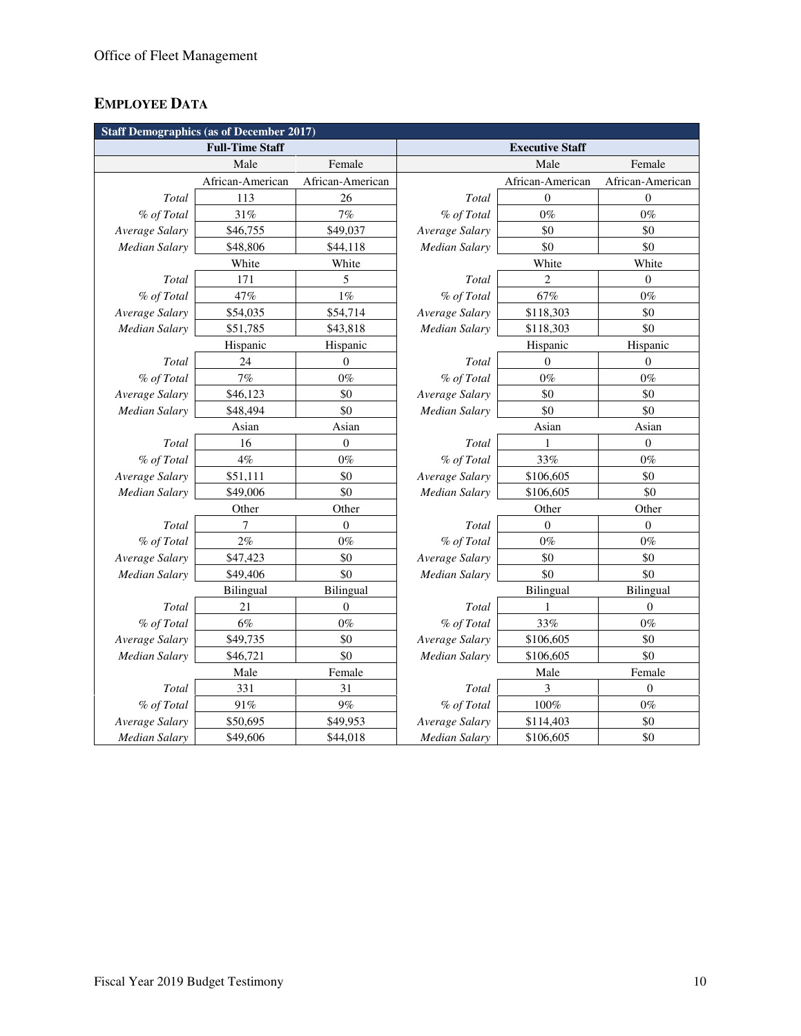## EMPLOYEE DATA

| Staff Demographics (as of December 2017) | | | | | |
|---|---|---|---|---|---|
| Full-Time Staff | | | Executive Staff | | |
| | Male | Female | | Male | Female |
| | African-American | African-American | | African-American | African-American |
| *Total* | 113 | 26 | *Total* | 0 | 0 |
| *% of Total* | 31% | 7% | *% of Total* | 0% | 0% |
| *Average Salary* | $46,755 | $49,037 | *Average Salary* | $0 | $0 |
| *Median Salary* | $48,806 | $44,118 | *Median Salary* | $0 | $0 |
| | White | White | | White | White |
| *Total* | 171 | 5 | *Total* | 2 | 0 |
| *% of Total* | 47% | 1% | *% of Total* | 67% | 0% |
| *Average Salary* | $54,035 | $54,714 | *Average Salary* | $118,303 | $0 |
| *Median Salary* | $51,785 | $43,818 | *Median Salary* | $118,303 | $0 |
| | Hispanic | Hispanic | | Hispanic | Hispanic |
| *Total* | 24 | 0 | *Total* | 0 | 0 |
| *% of Total* | 7% | 0% | *% of Total* | 0% | 0% |
| *Average Salary* | $46,123 | $0 | *Average Salary* | $0 | $0 |
| *Median Salary* | $48,494 | $0 | *Median Salary* | $0 | $0 |
| | Asian | Asian | | Asian | Asian |
| *Total* | 16 | 0 | *Total* | 1 | 0 |
| *% of Total* | 4% | 0% | *% of Total* | 33% | 0% |
| *Average Salary* | $51,111 | $0 | *Average Salary* | $106,605 | $0 |
| *Median Salary* | $49,006 | $0 | *Median Salary* | $106,605 | $0 |
| | Other | Other | | Other | Other |
| *Total* | 7 | 0 | *Total* | 0 | 0 |
| *% of Total* | 2% | 0% | *% of Total* | 0% | 0% |
| *Average Salary* | $47,423 | $0 | *Average Salary* | $0 | $0 |
| *Median Salary* | $49,406 | $0 | *Median Salary* | $0 | $0 |
| | Bilingual | Bilingual | | Bilingual | Bilingual |
| *Total* | 21 | 0 | *Total* | 1 | 0 |
| *% of Total* | 6% | 0% | *% of Total* | 33% | 0% |
| *Average Salary* | $49,735 | $0 | *Average Salary* | $106,605 | $0 |
| *Median Salary* | $46,721 | $0 | *Median Salary* | $106,605 | $0 |
| | Male | Female | | Male | Female |
| *Total* | 331 | 31 | *Total* | 3 | 0 |
| *% of Total* | 91% | 9% | *% of Total* | 100% | 0% |
| *Average Salary* | $50,695 | $49,953 | *Average Salary* | $114,403 | $0 |
| *Median Salary* | $49,606 | $44,018 | *Median Salary* | $106,605 | $0 |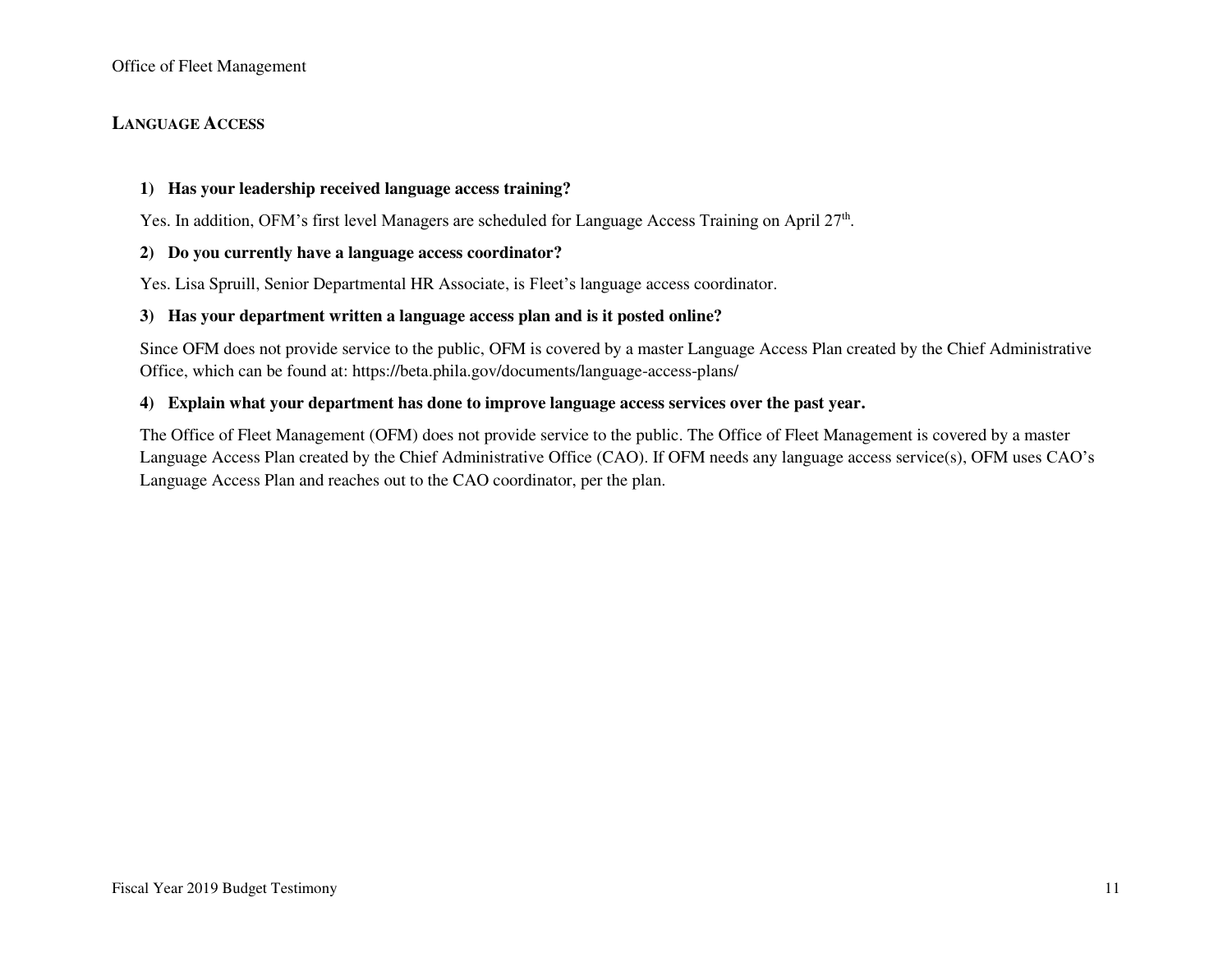## Language Access

**1) Has your leadership received language access training?**

Yes. In addition, OFM's first level Managers are scheduled for Language Access Training on April 27th.

**2) Do you currently have a language access coordinator?**

Yes. Lisa Spruill, Senior Departmental HR Associate, is Fleet's language access coordinator.

**3) Has your department written a language access plan and is it posted online?**

Since OFM does not provide service to the public, OFM is covered by a master Language Access Plan created by the Chief Administrative Office, which can be found at: https://beta.phila.gov/documents/language-access-plans/

**4) Explain what your department has done to improve language access services over the past year.**

The Office of Fleet Management (OFM) does not provide service to the public. The Office of Fleet Management is covered by a master Language Access Plan created by the Chief Administrative Office (CAO). If OFM needs any language access service(s), OFM uses CAO's Language Access Plan and reaches out to the CAO coordinator, per the plan.